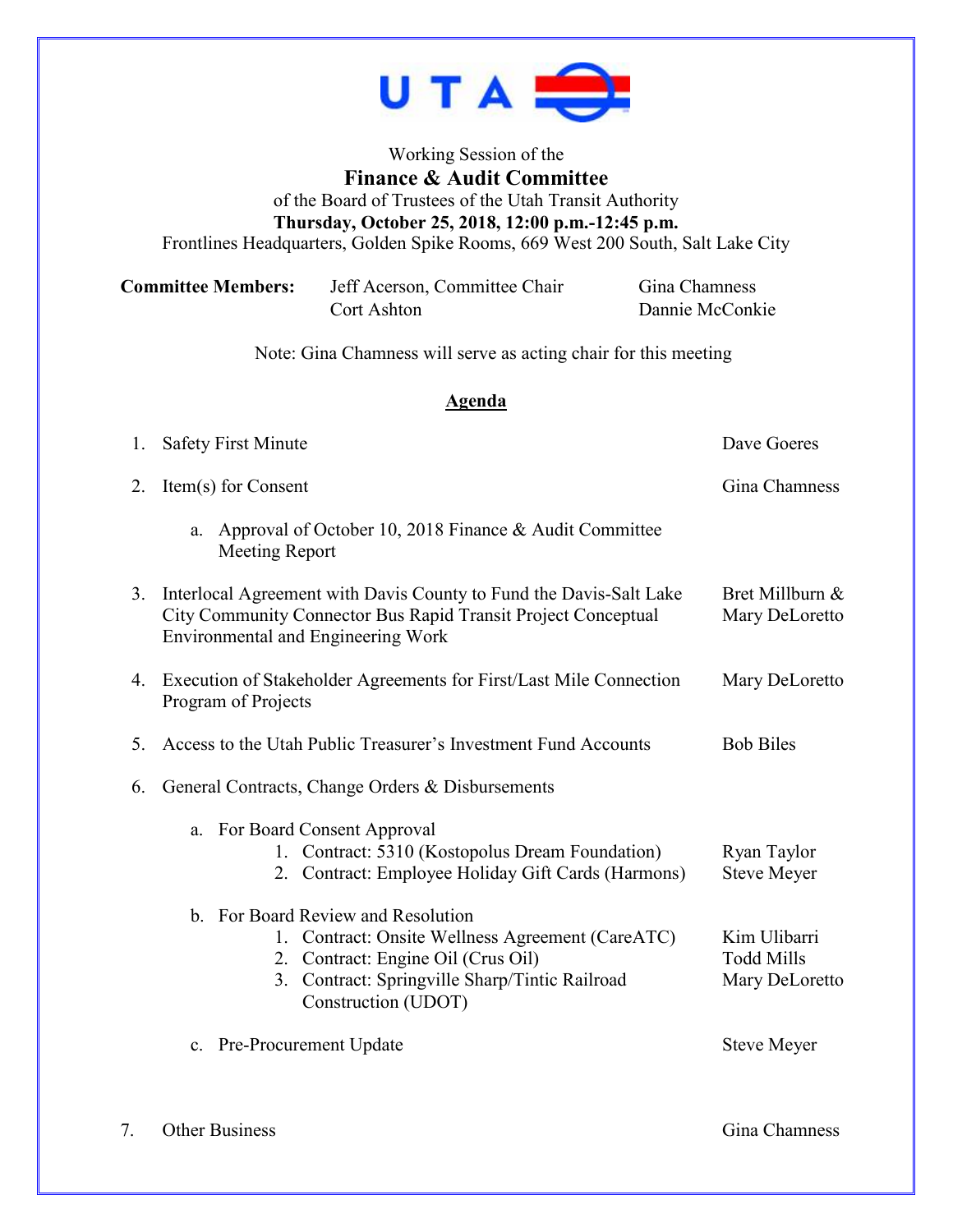Working Session of the

# Finance & Audit Committee

of the Board of Trustees of the Utah Transit Authority

**Thursday, October 25, 2018, 12:00 p.m.-12:45 p.m.**

Frontlines Headquarters, Golden Spike Rooms, 669 West 200 South, Salt Lake City

**Committee Members:** Jeff Acerson, Committee Chair; Cort Ashton; Gina Chamness; Dannie McConkie

Note: Gina Chamness will serve as acting chair for this meeting

## Agenda

1. Safety First Minute — Dave Goeres
2. Item(s) for Consent — Gina Chamness
   a. Approval of October 10, 2018 Finance & Audit Committee Meeting Report
3. Interlocal Agreement with Davis County to Fund the Davis-Salt Lake City Community Connector Bus Rapid Transit Project Conceptual Environmental and Engineering Work — Bret Millburn & Mary DeLoretto
4. Execution of Stakeholder Agreements for First/Last Mile Connection Program of Projects — Mary DeLoretto
5. Access to the Utah Public Treasurer's Investment Fund Accounts — Bob Biles
6. General Contracts, Change Orders & Disbursements
   a. For Board Consent Approval
      1. Contract: 5310 (Kostopolus Dream Foundation) — Ryan Taylor
      2. Contract: Employee Holiday Gift Cards (Harmons) — Steve Meyer
   b. For Board Review and Resolution
      1. Contract: Onsite Wellness Agreement (CareATC) — Kim Ulibarri
      2. Contract: Engine Oil (Crus Oil) — Todd Mills
      3. Contract: Springville Sharp/Tintic Railroad Construction (UDOT) — Mary DeLoretto
   c. Pre-Procurement Update — Steve Meyer
7. Other Business — Gina Chamness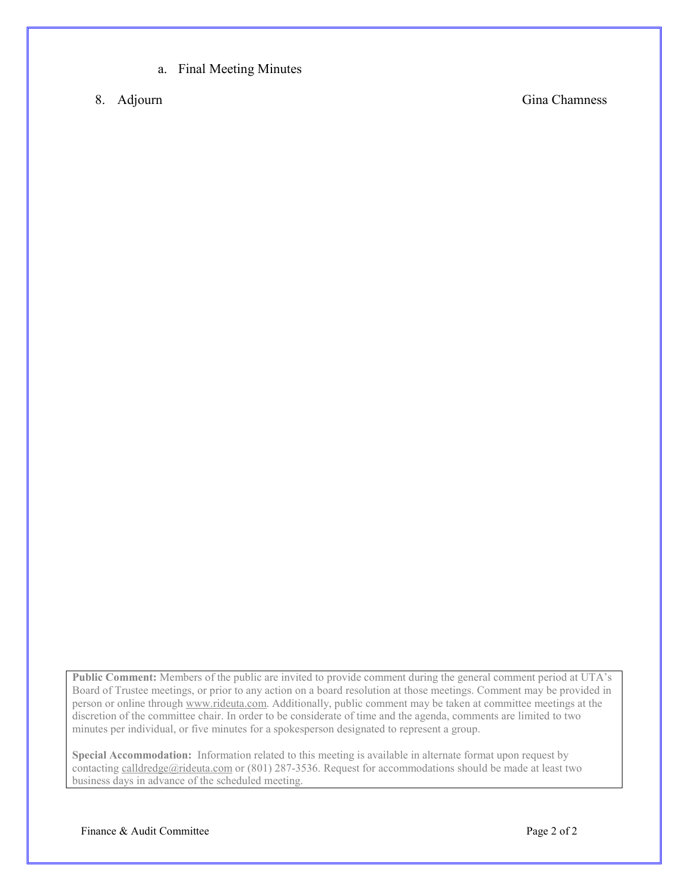a. Final Meeting Minutes

8. Adjourn — Gina Chamness

**Public Comment:** Members of the public are invited to provide comment during the general comment period at UTA's Board of Trustee meetings, or prior to any action on a board resolution at those meetings. Comment may be provided in person or online through www.rideuta.com. Additionally, public comment may be taken at committee meetings at the discretion of the committee chair. In order to be considerate of time and the agenda, comments are limited to two minutes per individual, or five minutes for a spokesperson designated to represent a group.

**Special Accommodation:** Information related to this meeting is available in alternate format upon request by contacting calldredge@rideuta.com or (801) 287-3536. Request for accommodations should be made at least two business days in advance of the scheduled meeting.